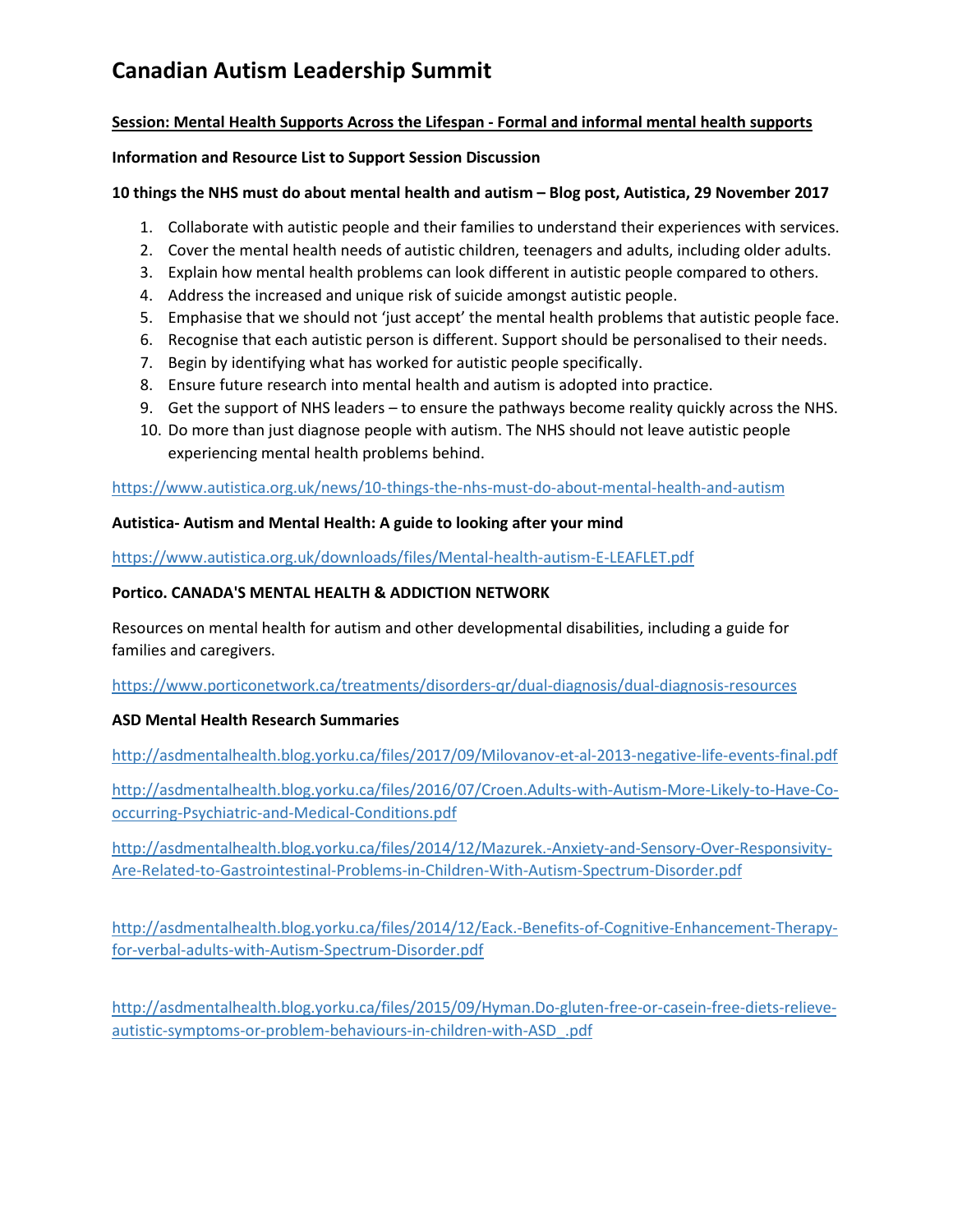# Canadian Autism Leadership Summit

**<u>Session: Mental Health Supports Across the Lifespan - Formal and informal mental health supports</u>**

**Information and Resource List to Support Session Discussion**

**10 things the NHS must do about mental health and autism – Blog post, Autistica, 29 November 2017**

1. Collaborate with autistic people and their families to understand their experiences with services.
2. Cover the mental health needs of autistic children, teenagers and adults, including older adults.
3. Explain how mental health problems can look different in autistic people compared to others.
4. Address the increased and unique risk of suicide amongst autistic people.
5. Emphasise that we should not 'just accept' the mental health problems that autistic people face.
6. Recognise that each autistic person is different. Support should be personalised to their needs.
7. Begin by identifying what has worked for autistic people specifically.
8. Ensure future research into mental health and autism is adopted into practice.
9. Get the support of NHS leaders – to ensure the pathways become reality quickly across the NHS.
10. Do more than just diagnose people with autism. The NHS should not leave autistic people experiencing mental health problems behind.

https://www.autistica.org.uk/news/10-things-the-nhs-must-do-about-mental-health-and-autism

**Autistica- Autism and Mental Health: A guide to looking after your mind**

https://www.autistica.org.uk/downloads/files/Mental-health-autism-E-LEAFLET.pdf

**Portico. CANADA'S MENTAL HEALTH & ADDICTION NETWORK**

Resources on mental health for autism and other developmental disabilities, including a guide for families and caregivers.

https://www.porticonetwork.ca/treatments/disorders-qr/dual-diagnosis/dual-diagnosis-resources

**ASD Mental Health Research Summaries**

http://asdmentalhealth.blog.yorku.ca/files/2017/09/Milovanov-et-al-2013-negative-life-events-final.pdf

http://asdmentalhealth.blog.yorku.ca/files/2016/07/Croen.Adults-with-Autism-More-Likely-to-Have-Co-occurring-Psychiatric-and-Medical-Conditions.pdf

http://asdmentalhealth.blog.yorku.ca/files/2014/12/Mazurek.-Anxiety-and-Sensory-Over-Responsivity-Are-Related-to-Gastrointestinal-Problems-in-Children-With-Autism-Spectrum-Disorder.pdf

http://asdmentalhealth.blog.yorku.ca/files/2014/12/Eack.-Benefits-of-Cognitive-Enhancement-Therapy-for-verbal-adults-with-Autism-Spectrum-Disorder.pdf

http://asdmentalhealth.blog.yorku.ca/files/2015/09/Hyman.Do-gluten-free-or-casein-free-diets-relieve-autistic-symptoms-or-problem-behaviours-in-children-with-ASD_.pdf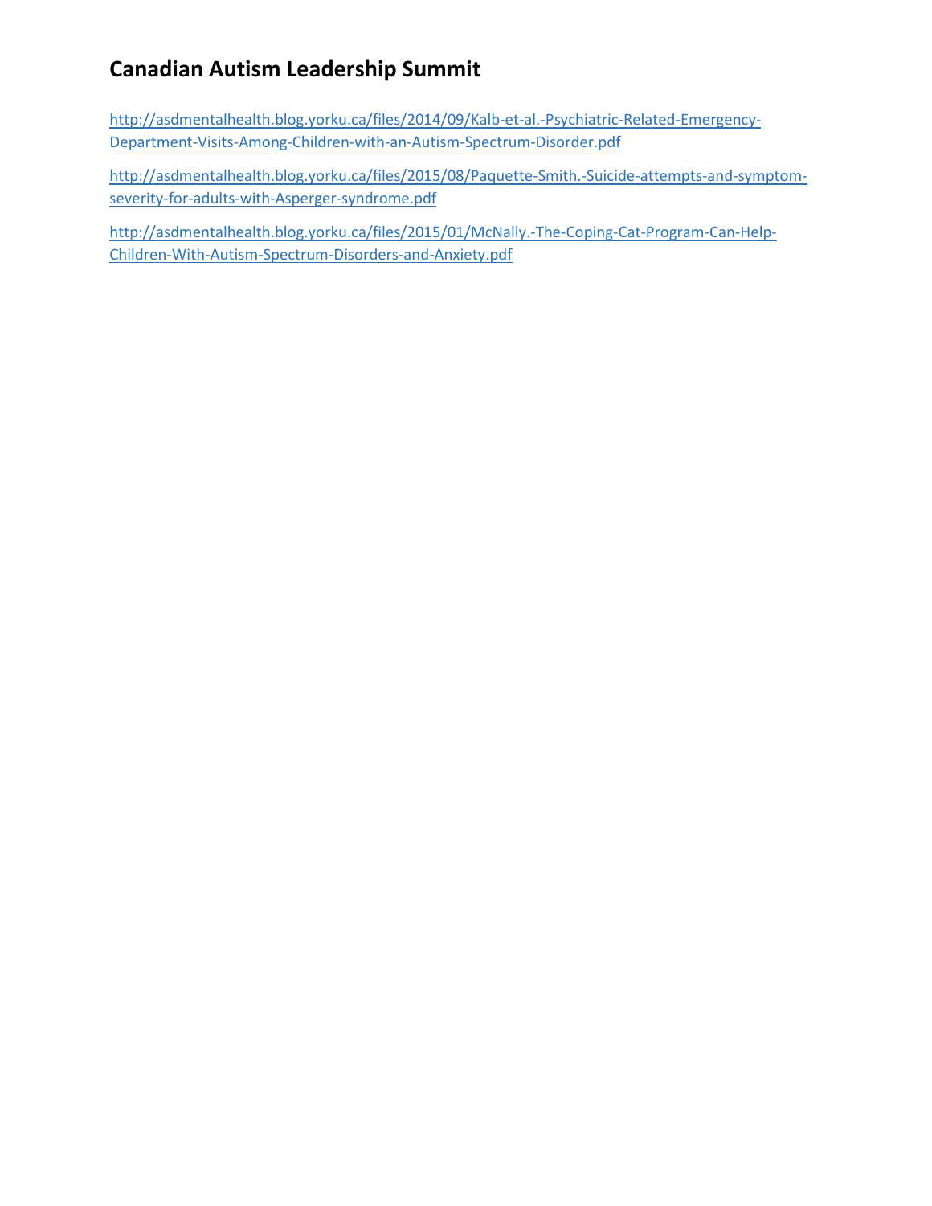# Canadian Autism Leadership Summit

http://asdmentalhealth.blog.yorku.ca/files/2014/09/Kalb-et-al.-Psychiatric-Related-Emergency-Department-Visits-Among-Children-with-an-Autism-Spectrum-Disorder.pdf

http://asdmentalhealth.blog.yorku.ca/files/2015/08/Paquette-Smith.-Suicide-attempts-and-symptom-severity-for-adults-with-Asperger-syndrome.pdf

http://asdmentalhealth.blog.yorku.ca/files/2015/01/McNally.-The-Coping-Cat-Program-Can-Help-Children-With-Autism-Spectrum-Disorders-and-Anxiety.pdf